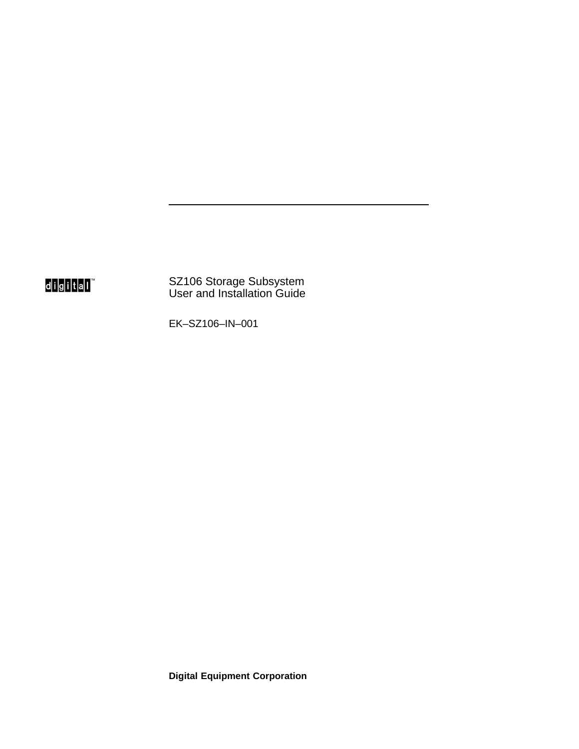digital™

# SZ106 Storage Subsystem User and Installation Guide

EK–SZ106–IN–001

**Digital Equipment Corporation**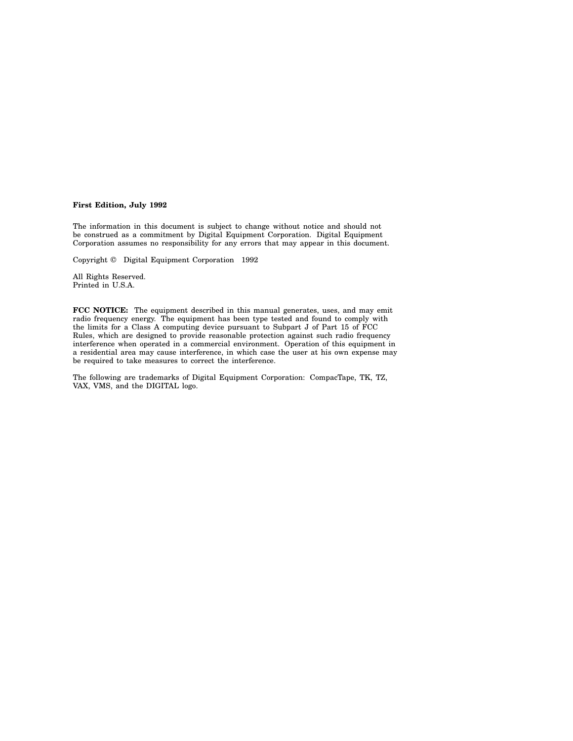**First Edition, July 1992**

The information in this document is subject to change without notice and should not be construed as a commitment by Digital Equipment Corporation. Digital Equipment Corporation assumes no responsibility for any errors that may appear in this document.

Copyright © Digital Equipment Corporation 1992

All Rights Reserved.
Printed in U.S.A.

**FCC NOTICE:** The equipment described in this manual generates, uses, and may emit radio frequency energy. The equipment has been type tested and found to comply with the limits for a Class A computing device pursuant to Subpart J of Part 15 of FCC Rules, which are designed to provide reasonable protection against such radio frequency interference when operated in a commercial environment. Operation of this equipment in a residential area may cause interference, in which case the user at his own expense may be required to take measures to correct the interference.

The following are trademarks of Digital Equipment Corporation: CompacTape, TK, TZ, VAX, VMS, and the DIGITAL logo.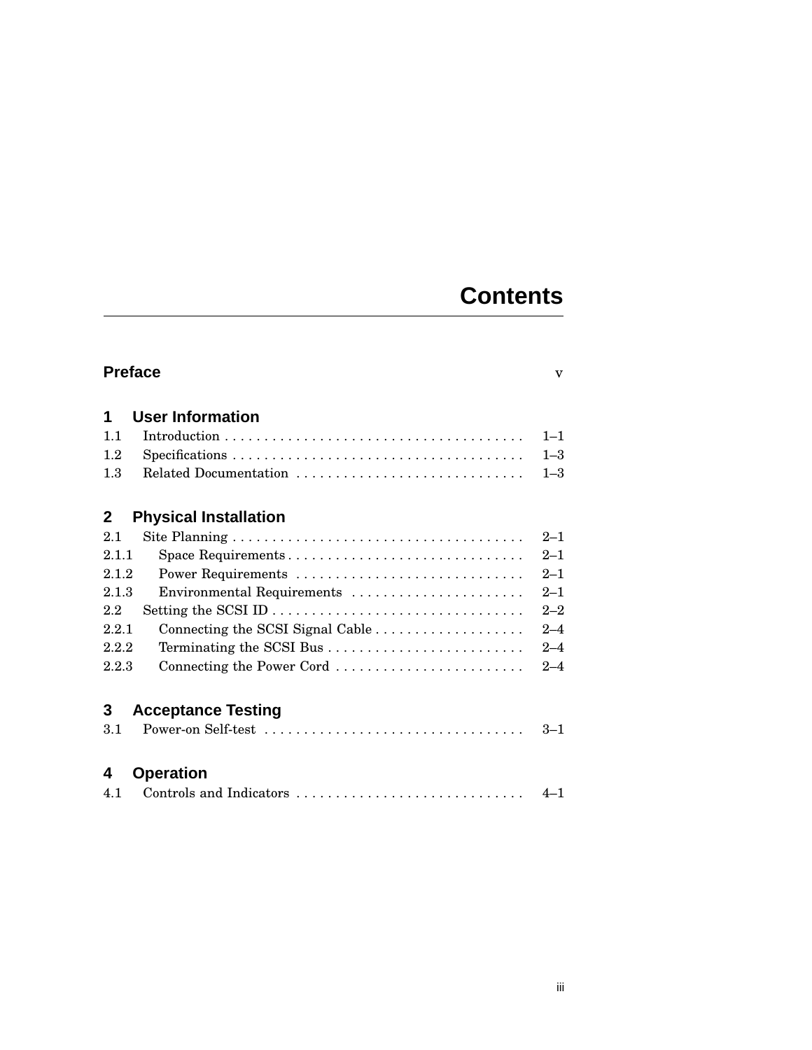# Contents

**Preface** v

## 1 User Information

1.1 Introduction . . . . . . . . . . . . . . . . . . . . . . . . . . . . . . . . . . . . . . 1–1
1.2 Specifications . . . . . . . . . . . . . . . . . . . . . . . . . . . . . . . . . . . . . 1–3
1.3 Related Documentation . . . . . . . . . . . . . . . . . . . . . . . . . . . . . 1–3

## 2 Physical Installation

2.1 Site Planning . . . . . . . . . . . . . . . . . . . . . . . . . . . . . . . . . . . . . 2–1
2.1.1 Space Requirements . . . . . . . . . . . . . . . . . . . . . . . . . . . . . . 2–1
2.1.2 Power Requirements . . . . . . . . . . . . . . . . . . . . . . . . . . . . . 2–1
2.1.3 Environmental Requirements . . . . . . . . . . . . . . . . . . . . . . 2–1
2.2 Setting the SCSI ID . . . . . . . . . . . . . . . . . . . . . . . . . . . . . . . . 2–2
2.2.1 Connecting the SCSI Signal Cable . . . . . . . . . . . . . . . . . . . 2–4
2.2.2 Terminating the SCSI Bus . . . . . . . . . . . . . . . . . . . . . . . . . 2–4
2.2.3 Connecting the Power Cord . . . . . . . . . . . . . . . . . . . . . . . . 2–4

## 3 Acceptance Testing

3.1 Power-on Self-test . . . . . . . . . . . . . . . . . . . . . . . . . . . . . . . . . 3–1

## 4 Operation

4.1 Controls and Indicators . . . . . . . . . . . . . . . . . . . . . . . . . . . . . 4–1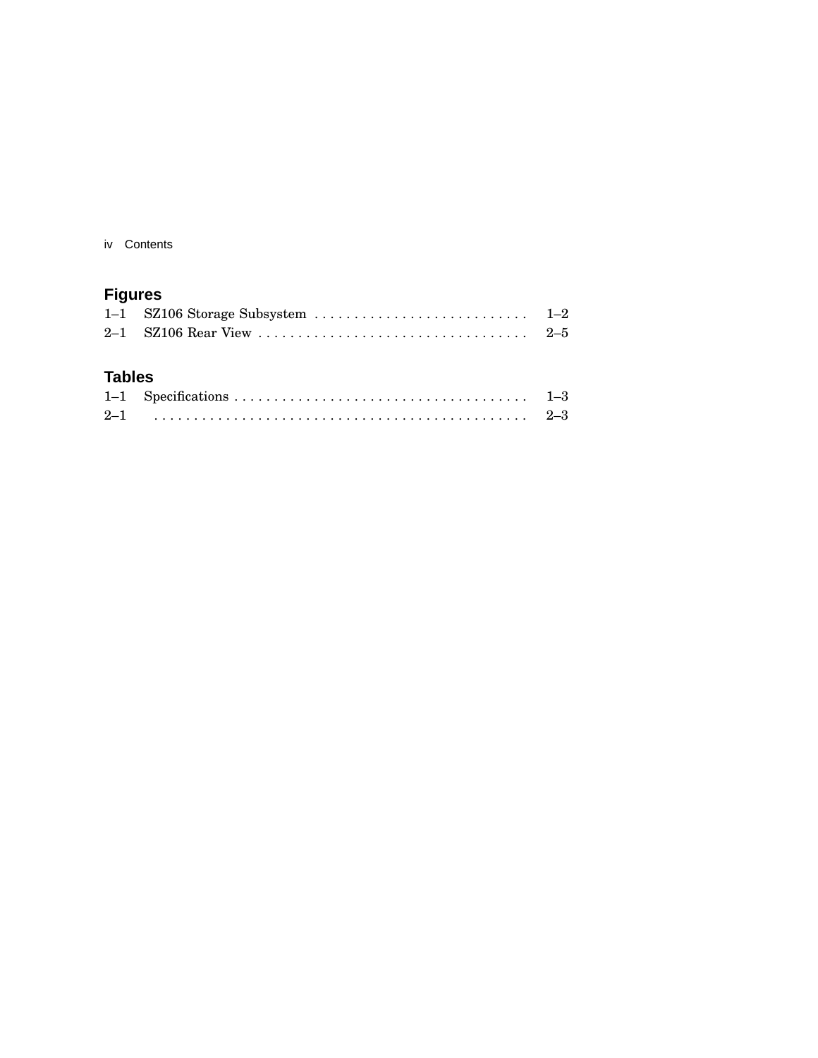## Figures

1–1 SZ106 Storage Subsystem . . . . . . . . . . . . . . . . . . . . . . . . . . . 1–2
2–1 SZ106 Rear View . . . . . . . . . . . . . . . . . . . . . . . . . . . . . . . . . . 2–5

## Tables

1–1 Specifications . . . . . . . . . . . . . . . . . . . . . . . . . . . . . . . . . . . . . 1–3
2–1 . . . . . . . . . . . . . . . . . . . . . . . . . . . . . . . . . . . . . . . . . . . 2–3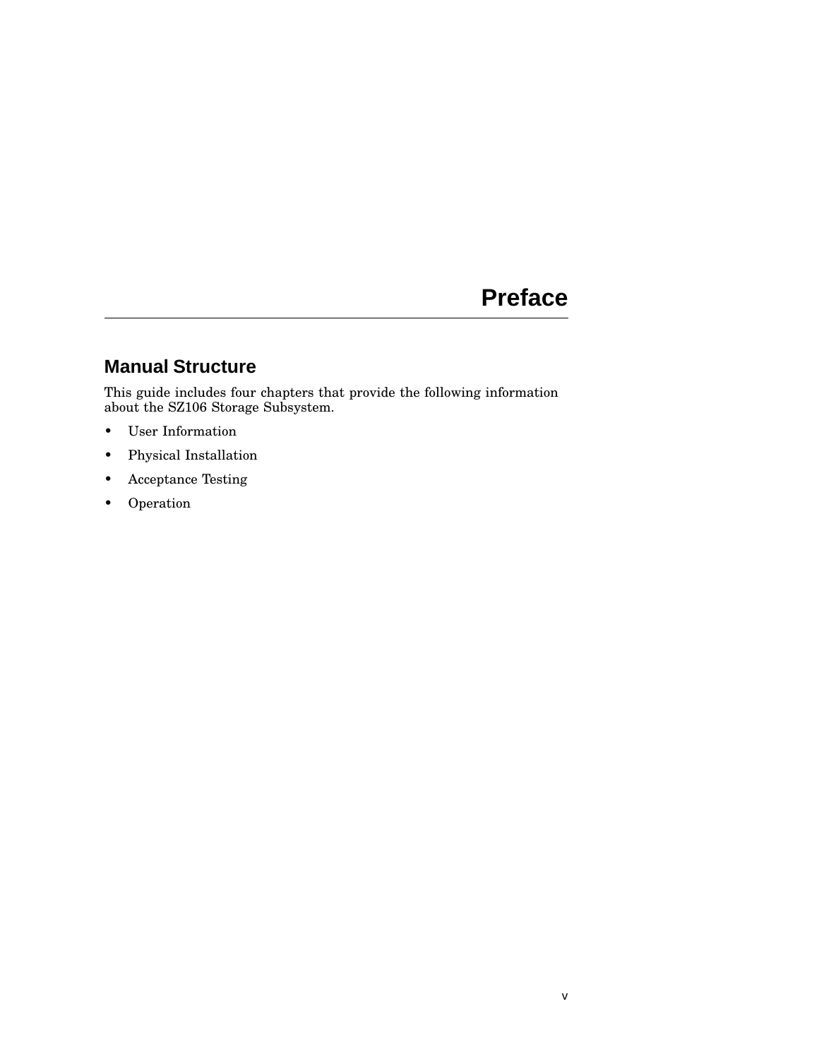# Preface

## Manual Structure

This guide includes four chapters that provide the following information about the SZ106 Storage Subsystem.

- User Information
- Physical Installation
- Acceptance Testing
- Operation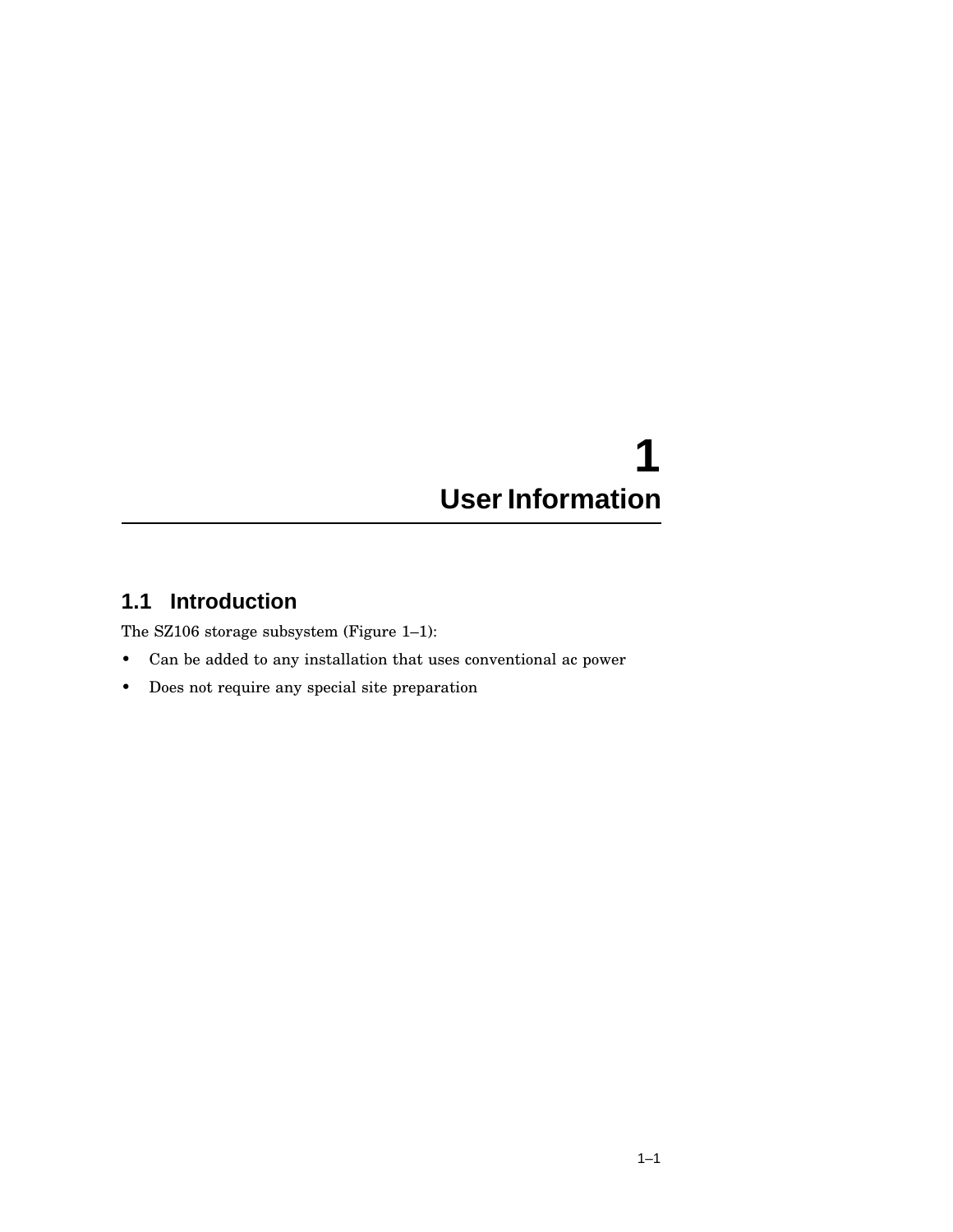# 1 User Information

## 1.1 Introduction

The SZ106 storage subsystem (Figure 1–1):

- Can be added to any installation that uses conventional ac power
- Does not require any special site preparation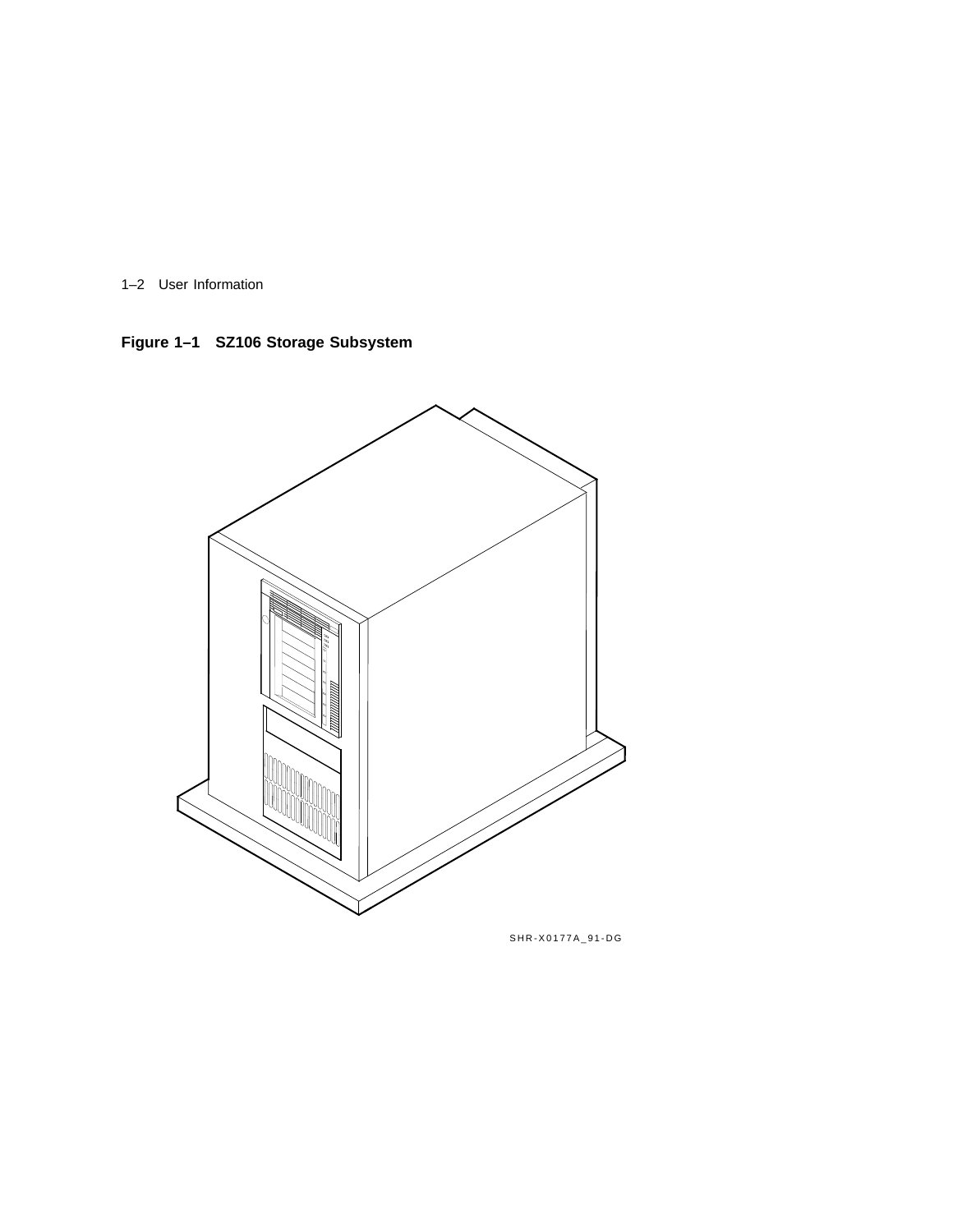**Figure 1–1 SZ106 Storage Subsystem**

SHR-X0177A_91-DG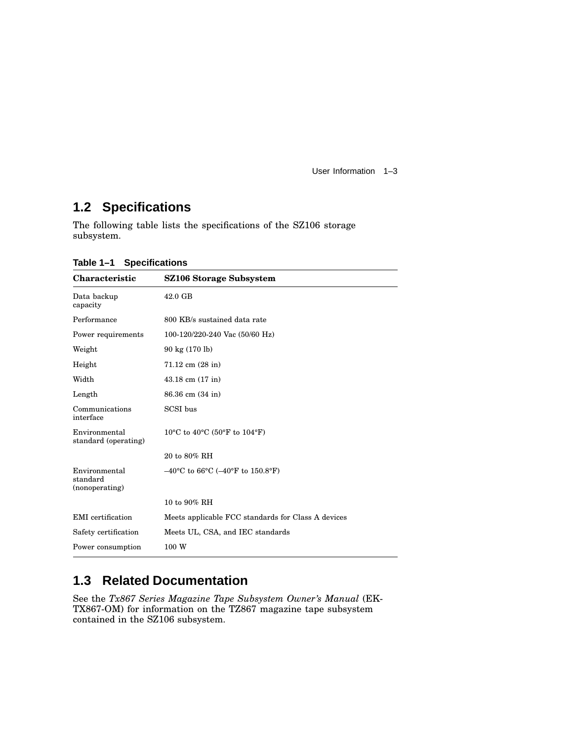## 1.2 Specifications

The following table lists the specifications of the SZ106 storage subsystem.

**Table 1–1 Specifications**

| Characteristic | SZ106 Storage Subsystem |
|---|---|
| Data backup capacity | 42.0 GB |
| Performance | 800 KB/s sustained data rate |
| Power requirements | 100-120/220-240 Vac (50/60 Hz) |
| Weight | 90 kg (170 lb) |
| Height | 71.12 cm (28 in) |
| Width | 43.18 cm (17 in) |
| Length | 86.36 cm (34 in) |
| Communications interface | SCSI bus |
| Environmental standard (operating) | 10°C to 40°C (50°F to 104°F) |
| | 20 to 80% RH |
| Environmental standard (nonoperating) | –40°C to 66°C (–40°F to 150.8°F) |
| | 10 to 90% RH |
| EMI certification | Meets applicable FCC standards for Class A devices |
| Safety certification | Meets UL, CSA, and IEC standards |
| Power consumption | 100 W |

## 1.3 Related Documentation

See the *Tx867 Series Magazine Tape Subsystem Owner's Manual* (EK-TX867-OM) for information on the TZ867 magazine tape subsystem contained in the SZ106 subsystem.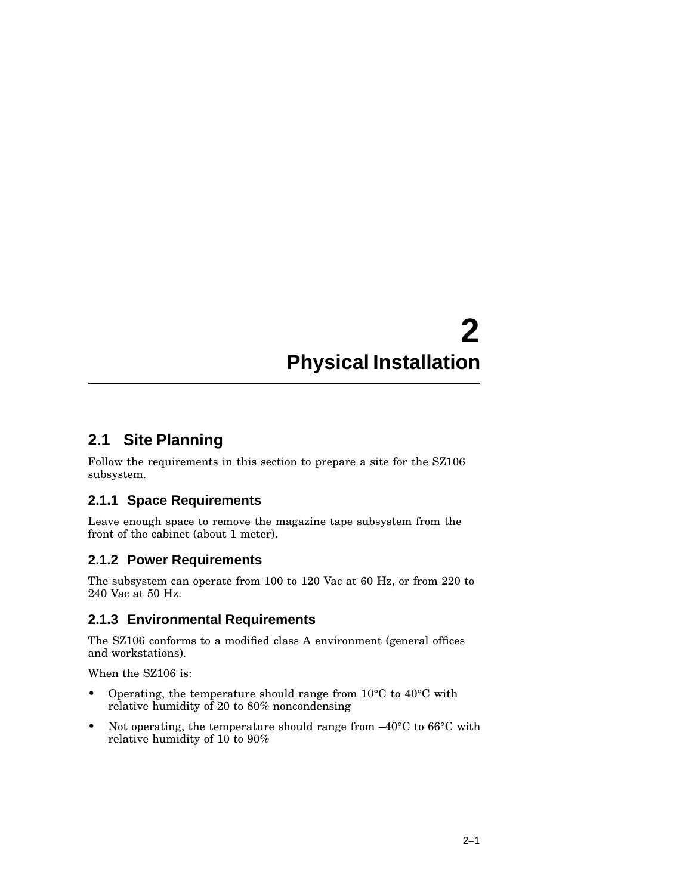// 2

# Physical Installation

## 2.1 Site Planning

Follow the requirements in this section to prepare a site for the SZ106 subsystem.

### 2.1.1 Space Requirements

Leave enough space to remove the magazine tape subsystem from the front of the cabinet (about 1 meter).

### 2.1.2 Power Requirements

The subsystem can operate from 100 to 120 Vac at 60 Hz, or from 220 to 240 Vac at 50 Hz.

### 2.1.3 Environmental Requirements

The SZ106 conforms to a modified class A environment (general offices and workstations).

When the SZ106 is:

- Operating, the temperature should range from 10°C to 40°C with relative humidity of 20 to 80% noncondensing
- Not operating, the temperature should range from –40°C to 66°C with relative humidity of 10 to 90%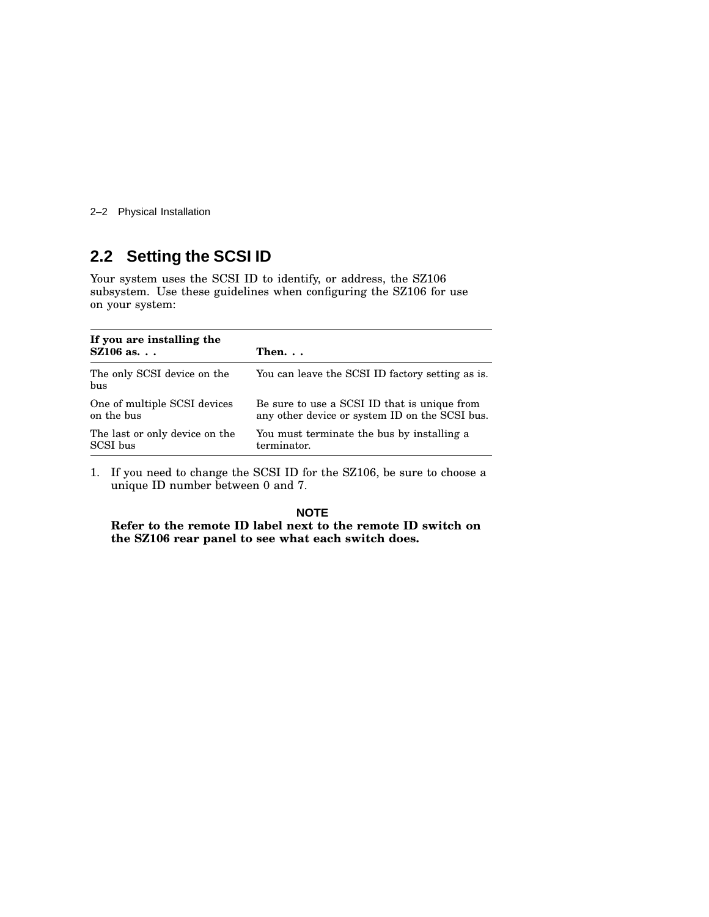## 2.2 Setting the SCSI ID

Your system uses the SCSI ID to identify, or address, the SZ106 subsystem. Use these guidelines when configuring the SZ106 for use on your system:

| If you are installing the SZ106 as. . . | Then. . . |
|---|---|
| The only SCSI device on the bus | You can leave the SCSI ID factory setting as is. |
| One of multiple SCSI devices on the bus | Be sure to use a SCSI ID that is unique from any other device or system ID on the SCSI bus. |
| The last or only device on the SCSI bus | You must terminate the bus by installing a terminator. |

1. If you need to change the SCSI ID for the SZ106, be sure to choose a unique ID number between 0 and 7.

   **NOTE**

   **Refer to the remote ID label next to the remote ID switch on the SZ106 rear panel to see what each switch does.**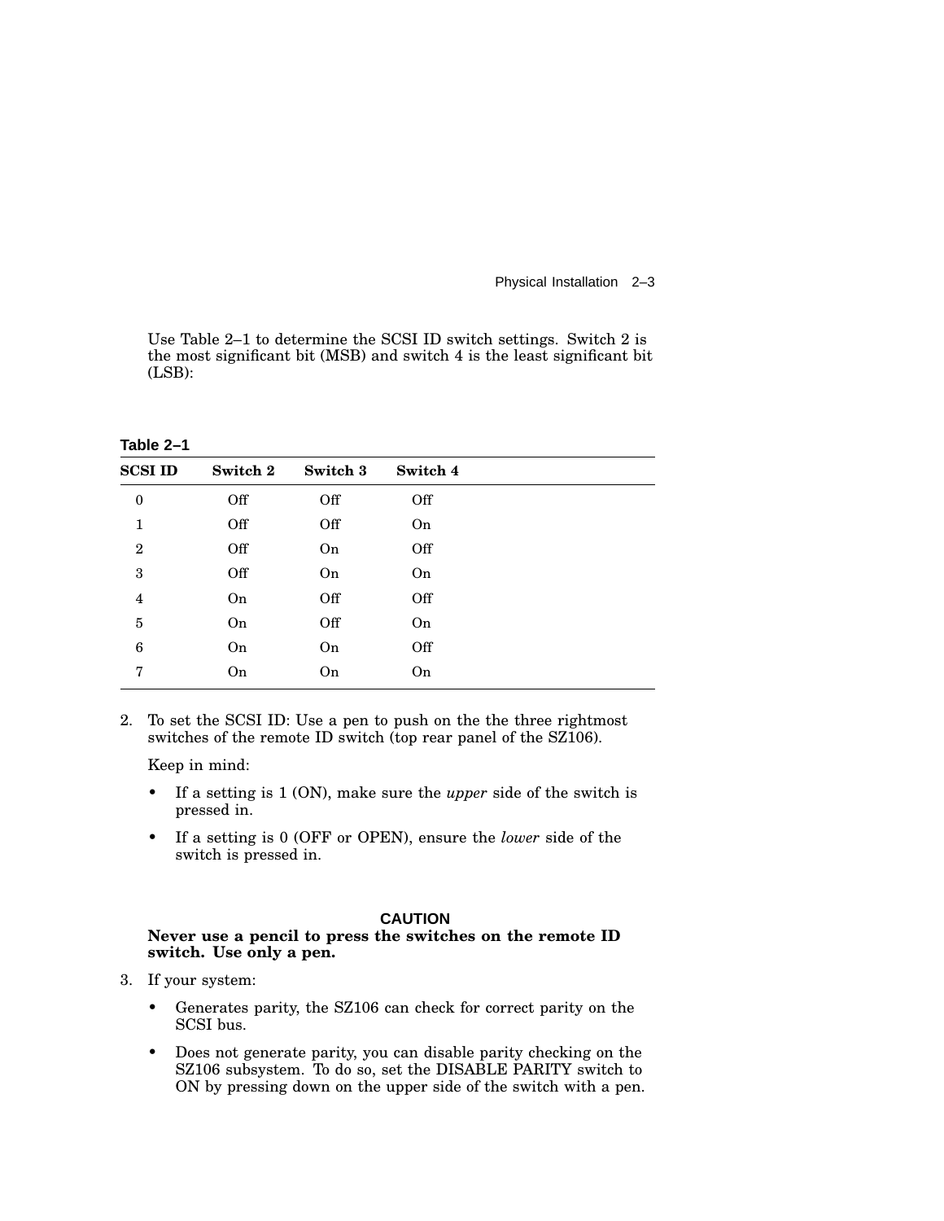Use Table 2–1 to determine the SCSI ID switch settings. Switch 2 is the most significant bit (MSB) and switch 4 is the least significant bit (LSB):

**Table 2–1**

| SCSI ID | Switch 2 | Switch 3 | Switch 4 |
|---|---|---|---|
| 0 | Off | Off | Off |
| 1 | Off | Off | On |
| 2 | Off | On | Off |
| 3 | Off | On | On |
| 4 | On | Off | Off |
| 5 | On | Off | On |
| 6 | On | On | Off |
| 7 | On | On | On |

2. To set the SCSI ID: Use a pen to push on the the three rightmost switches of the remote ID switch (top rear panel of the SZ106).

   Keep in mind:

   - If a setting is 1 (ON), make sure the *upper* side of the switch is pressed in.
   - If a setting is 0 (OFF or OPEN), ensure the *lower* side of the switch is pressed in.

**CAUTION**

**Never use a pencil to press the switches on the remote ID switch. Use only a pen.**

3. If your system:

   - Generates parity, the SZ106 can check for correct parity on the SCSI bus.
   - Does not generate parity, you can disable parity checking on the SZ106 subsystem. To do so, set the DISABLE PARITY switch to ON by pressing down on the upper side of the switch with a pen.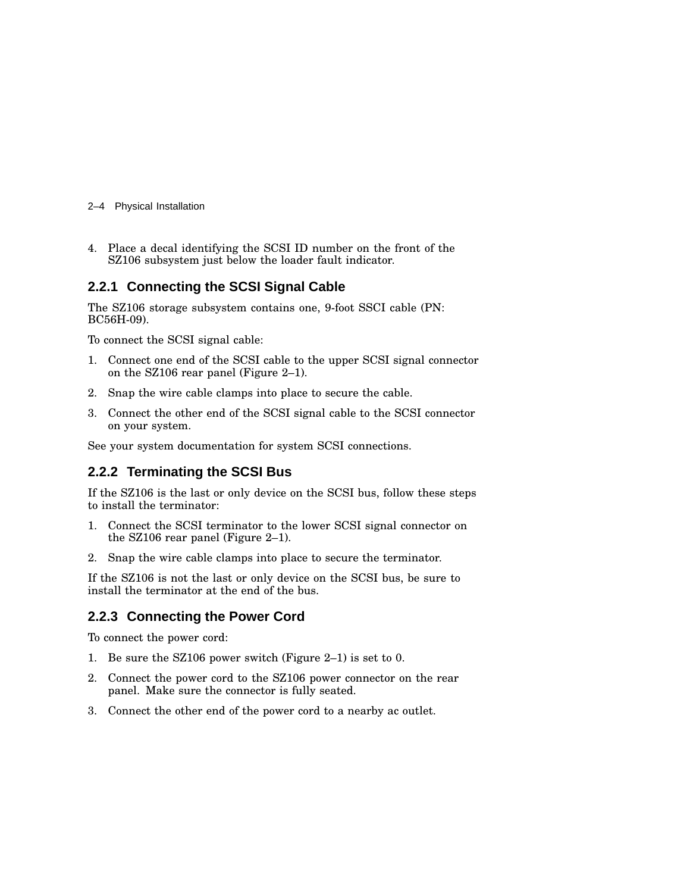4. Place a decal identifying the SCSI ID number on the front of the SZ106 subsystem just below the loader fault indicator.

### 2.2.1 Connecting the SCSI Signal Cable

The SZ106 storage subsystem contains one, 9-foot SSCI cable (PN: BC56H-09).

To connect the SCSI signal cable:

1. Connect one end of the SCSI cable to the upper SCSI signal connector on the SZ106 rear panel (Figure 2–1).
2. Snap the wire cable clamps into place to secure the cable.
3. Connect the other end of the SCSI signal cable to the SCSI connector on your system.

See your system documentation for system SCSI connections.

### 2.2.2 Terminating the SCSI Bus

If the SZ106 is the last or only device on the SCSI bus, follow these steps to install the terminator:

1. Connect the SCSI terminator to the lower SCSI signal connector on the SZ106 rear panel (Figure 2–1).
2. Snap the wire cable clamps into place to secure the terminator.

If the SZ106 is not the last or only device on the SCSI bus, be sure to install the terminator at the end of the bus.

### 2.2.3 Connecting the Power Cord

To connect the power cord:

1. Be sure the SZ106 power switch (Figure 2–1) is set to 0.
2. Connect the power cord to the SZ106 power connector on the rear panel. Make sure the connector is fully seated.
3. Connect the other end of the power cord to a nearby ac outlet.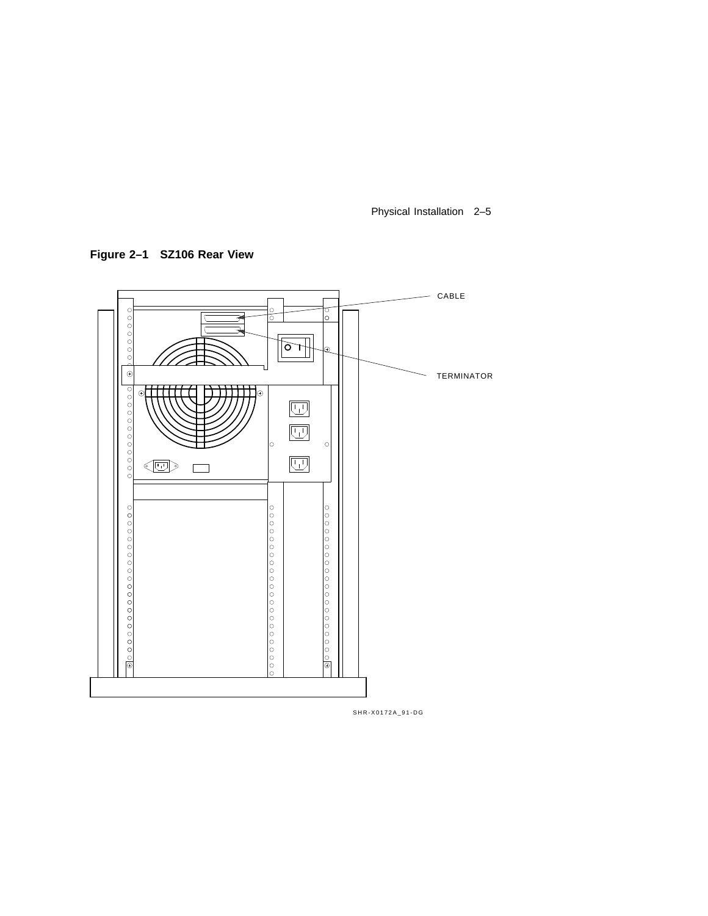**Figure 2–1 SZ106 Rear View**

CABLE

TERMINATOR

SHR-X0172A_91-DG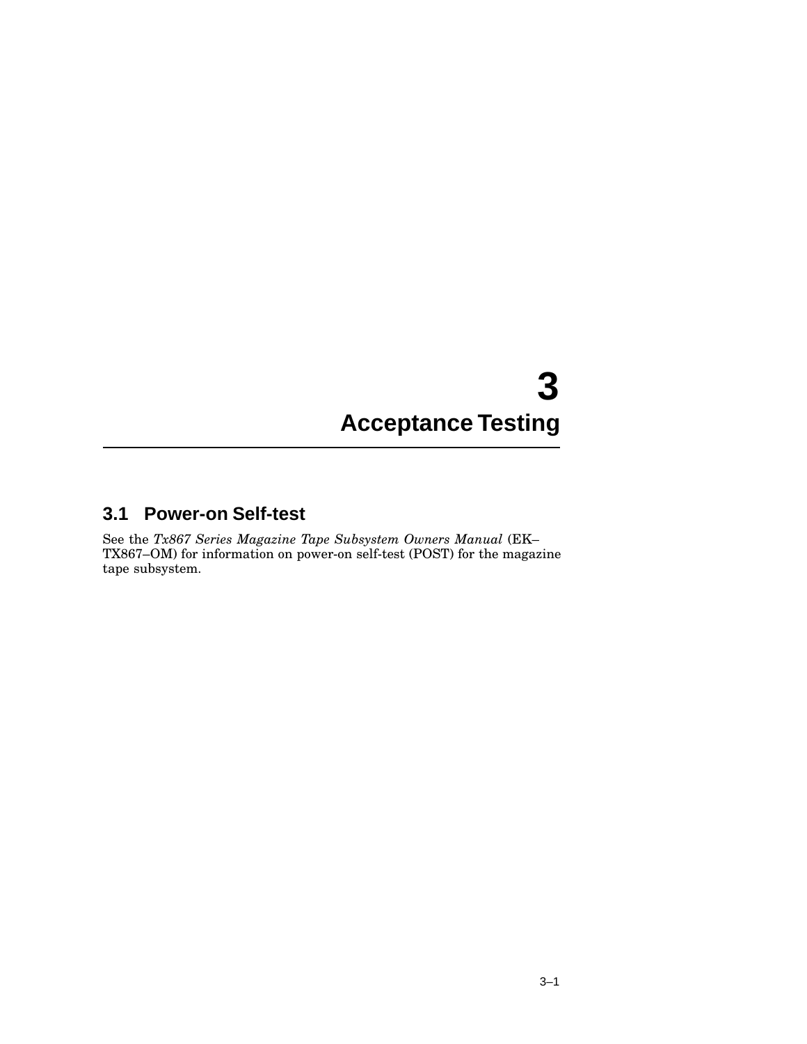# 3 Acceptance Testing

## 3.1 Power-on Self-test

See the *Tx867 Series Magazine Tape Subsystem Owners Manual* (EK–TX867–OM) for information on power-on self-test (POST) for the magazine tape subsystem.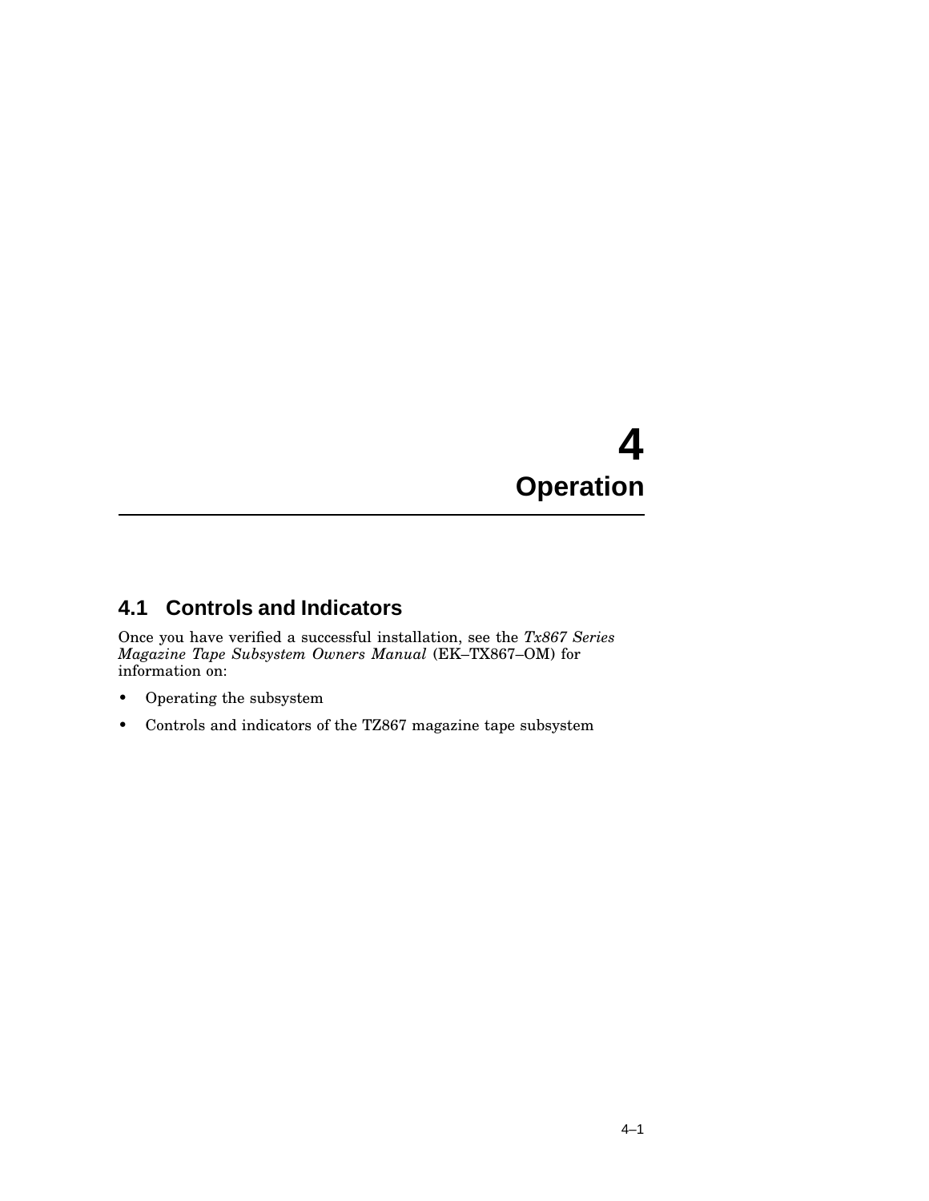# 4 Operation

## 4.1 Controls and Indicators

Once you have verified a successful installation, see the *Tx867 Series Magazine Tape Subsystem Owners Manual* (EK–TX867–OM) for information on:

- Operating the subsystem
- Controls and indicators of the TZ867 magazine tape subsystem